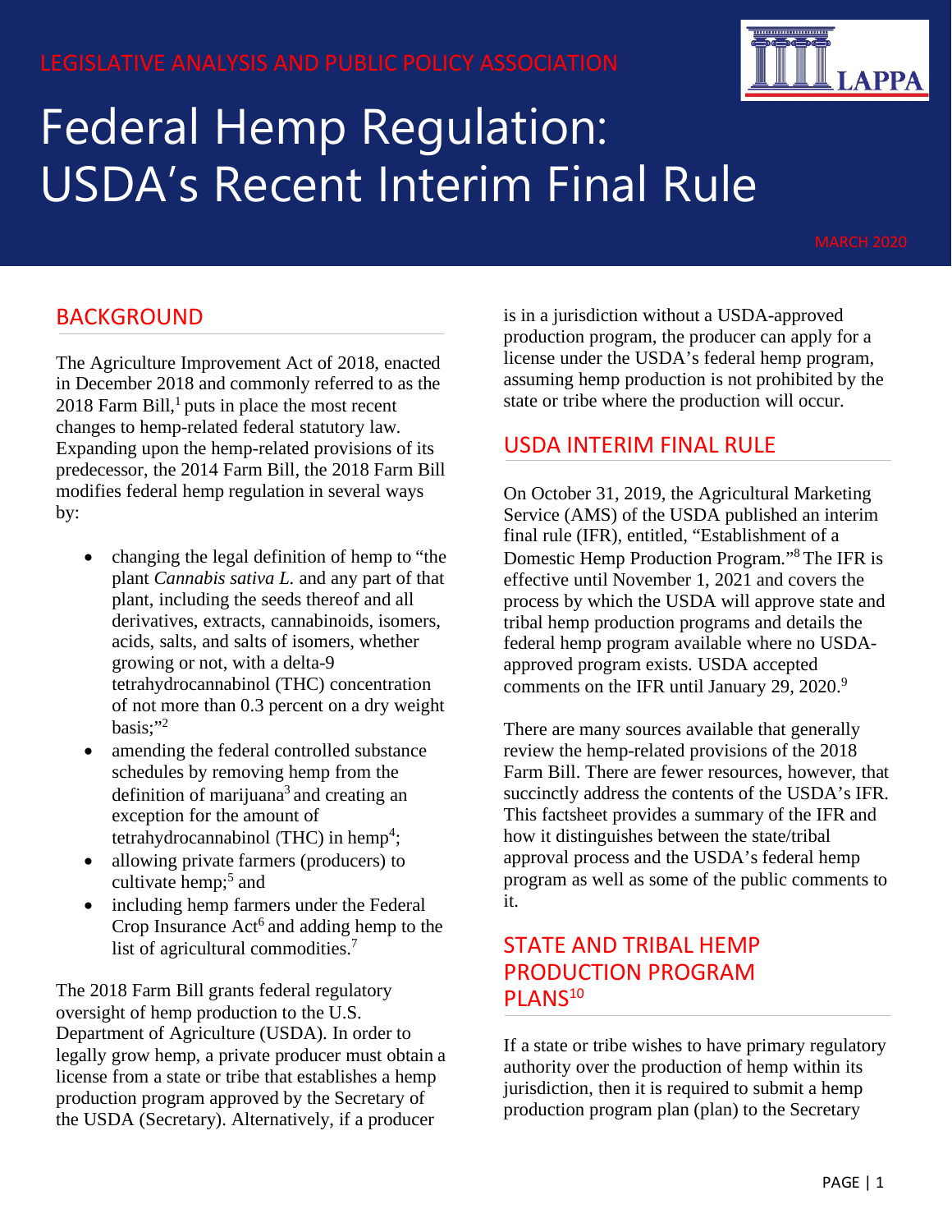LEGISLATIVE ANALYSIS AND PUBLIC POLICY ASSOCIATION

# Federal Hemp Regulation: USDA's Recent Interim Final Rule

MARCH 2020

## BACKGROUND

The Agriculture Improvement Act of 2018, enacted in December 2018 and commonly referred to as the 2018 Farm Bill,[1] puts in place the most recent changes to hemp-related federal statutory law. Expanding upon the hemp-related provisions of its predecessor, the 2014 Farm Bill, the 2018 Farm Bill modifies federal hemp regulation in several ways by:

- changing the legal definition of hemp to "the plant *Cannabis sativa L.* and any part of that plant, including the seeds thereof and all derivatives, extracts, cannabinoids, isomers, acids, salts, and salts of isomers, whether growing or not, with a delta-9 tetrahydrocannabinol (THC) concentration of not more than 0.3 percent on a dry weight basis;"[2]
- amending the federal controlled substance schedules by removing hemp from the definition of marijuana[3] and creating an exception for the amount of tetrahydrocannabinol (THC) in hemp[4];
- allowing private farmers (producers) to cultivate hemp;[5] and
- including hemp farmers under the Federal Crop Insurance Act[6] and adding hemp to the list of agricultural commodities.[7]

The 2018 Farm Bill grants federal regulatory oversight of hemp production to the U.S. Department of Agriculture (USDA). In order to legally grow hemp, a private producer must obtain a license from a state or tribe that establishes a hemp production program approved by the Secretary of the USDA (Secretary). Alternatively, if a producer is in a jurisdiction without a USDA-approved production program, the producer can apply for a license under the USDA's federal hemp program, assuming hemp production is not prohibited by the state or tribe where the production will occur.

## USDA INTERIM FINAL RULE

On October 31, 2019, the Agricultural Marketing Service (AMS) of the USDA published an interim final rule (IFR), entitled, "Establishment of a Domestic Hemp Production Program."[8] The IFR is effective until November 1, 2021 and covers the process by which the USDA will approve state and tribal hemp production programs and details the federal hemp program available where no USDA-approved program exists. USDA accepted comments on the IFR until January 29, 2020.[9]

There are many sources available that generally review the hemp-related provisions of the 2018 Farm Bill. There are fewer resources, however, that succinctly address the contents of the USDA's IFR. This factsheet provides a summary of the IFR and how it distinguishes between the state/tribal approval process and the USDA's federal hemp program as well as some of the public comments to it.

## STATE AND TRIBAL HEMP PRODUCTION PROGRAM PLANS[10]

If a state or tribe wishes to have primary regulatory authority over the production of hemp within its jurisdiction, then it is required to submit a hemp production program plan (plan) to the Secretary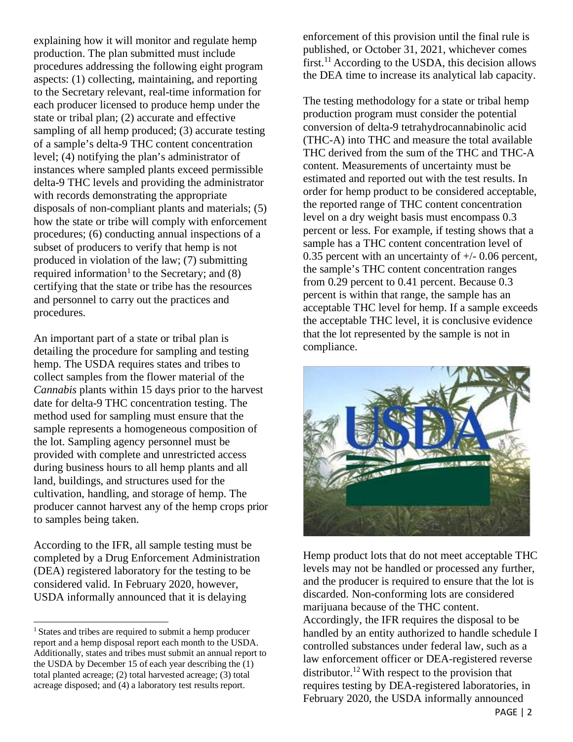explaining how it will monitor and regulate hemp production. The plan submitted must include procedures addressing the following eight program aspects: (1) collecting, maintaining, and reporting to the Secretary relevant, real-time information for each producer licensed to produce hemp under the state or tribal plan; (2) accurate and effective sampling of all hemp produced; (3) accurate testing of a sample's delta-9 THC content concentration level; (4) notifying the plan's administrator of instances where sampled plants exceed permissible delta-9 THC levels and providing the administrator with records demonstrating the appropriate disposals of non-compliant plants and materials; (5) how the state or tribe will comply with enforcement procedures; (6) conducting annual inspections of a subset of producers to verify that hemp is not produced in violation of the law; (7) submitting required information[1] to the Secretary; and (8) certifying that the state or tribe has the resources and personnel to carry out the practices and procedures.

An important part of a state or tribal plan is detailing the procedure for sampling and testing hemp. The USDA requires states and tribes to collect samples from the flower material of the *Cannabis* plants within 15 days prior to the harvest date for delta-9 THC concentration testing. The method used for sampling must ensure that the sample represents a homogeneous composition of the lot. Sampling agency personnel must be provided with complete and unrestricted access during business hours to all hemp plants and all land, buildings, and structures used for the cultivation, handling, and storage of hemp. The producer cannot harvest any of the hemp crops prior to samples being taken.

According to the IFR, all sample testing must be completed by a Drug Enforcement Administration (DEA) registered laboratory for the testing to be considered valid. In February 2020, however, USDA informally announced that it is delaying enforcement of this provision until the final rule is published, or October 31, 2021, whichever comes first.[11] According to the USDA, this decision allows the DEA time to increase its analytical lab capacity.

The testing methodology for a state or tribal hemp production program must consider the potential conversion of delta-9 tetrahydrocannabinolic acid (THC-A) into THC and measure the total available THC derived from the sum of the THC and THC-A content. Measurements of uncertainty must be estimated and reported out with the test results. In order for hemp product to be considered acceptable, the reported range of THC content concentration level on a dry weight basis must encompass 0.3 percent or less. For example, if testing shows that a sample has a THC content concentration level of 0.35 percent with an uncertainty of +/- 0.06 percent, the sample's THC content concentration ranges from 0.29 percent to 0.41 percent. Because 0.3 percent is within that range, the sample has an acceptable THC level for hemp. If a sample exceeds the acceptable THC level, it is conclusive evidence that the lot represented by the sample is not in compliance.

Hemp product lots that do not meet acceptable THC levels may not be handled or processed any further, and the producer is required to ensure that the lot is discarded. Non-conforming lots are considered marijuana because of the THC content. Accordingly, the IFR requires the disposal to be handled by an entity authorized to handle schedule I controlled substances under federal law, such as a law enforcement officer or DEA-registered reverse distributor.[12] With respect to the provision that requires testing by DEA-registered laboratories, in February 2020, the USDA informally announced

[1] States and tribes are required to submit a hemp producer report and a hemp disposal report each month to the USDA. Additionally, states and tribes must submit an annual report to the USDA by December 15 of each year describing the (1) total planted acreage; (2) total harvested acreage; (3) total acreage disposed; and (4) a laboratory test results report.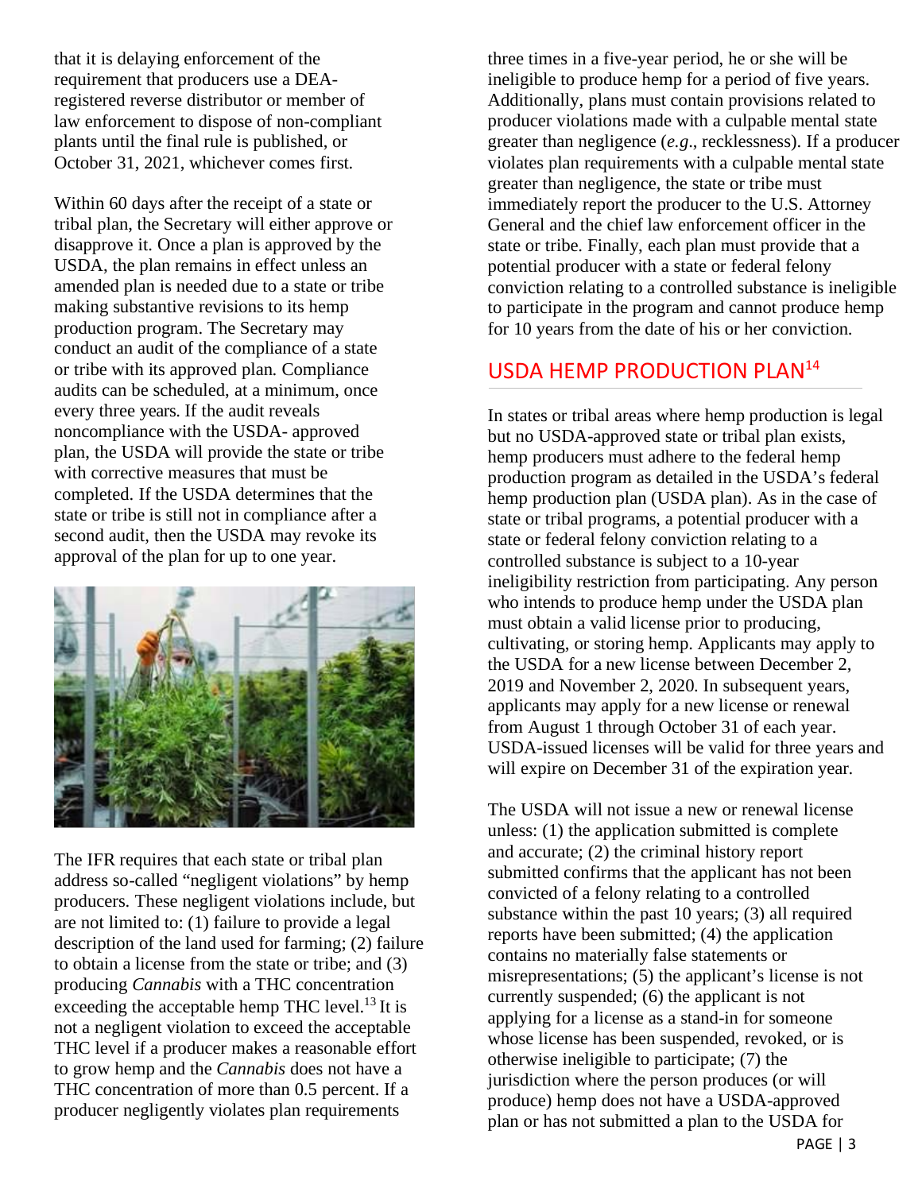that it is delaying enforcement of the requirement that producers use a DEA-registered reverse distributor or member of law enforcement to dispose of non-compliant plants until the final rule is published, or October 31, 2021, whichever comes first.

Within 60 days after the receipt of a state or tribal plan, the Secretary will either approve or disapprove it. Once a plan is approved by the USDA, the plan remains in effect unless an amended plan is needed due to a state or tribe making substantive revisions to its hemp production program. The Secretary may conduct an audit of the compliance of a state or tribe with its approved plan. Compliance audits can be scheduled, at a minimum, once every three years. If the audit reveals noncompliance with the USDA- approved plan, the USDA will provide the state or tribe with corrective measures that must be completed. If the USDA determines that the state or tribe is still not in compliance after a second audit, then the USDA may revoke its approval of the plan for up to one year.

The IFR requires that each state or tribal plan address so-called "negligent violations" by hemp producers. These negligent violations include, but are not limited to: (1) failure to provide a legal description of the land used for farming; (2) failure to obtain a license from the state or tribe; and (3) producing *Cannabis* with a THC concentration exceeding the acceptable hemp THC level.[13] It is not a negligent violation to exceed the acceptable THC level if a producer makes a reasonable effort to grow hemp and the *Cannabis* does not have a THC concentration of more than 0.5 percent. If a producer negligently violates plan requirements three times in a five-year period, he or she will be ineligible to produce hemp for a period of five years. Additionally, plans must contain provisions related to producer violations made with a culpable mental state greater than negligence (*e.g*., recklessness). If a producer violates plan requirements with a culpable mental state greater than negligence, the state or tribe must immediately report the producer to the U.S. Attorney General and the chief law enforcement officer in the state or tribe. Finally, each plan must provide that a potential producer with a state or federal felony conviction relating to a controlled substance is ineligible to participate in the program and cannot produce hemp for 10 years from the date of his or her conviction.

## USDA HEMP PRODUCTION PLAN[14]

In states or tribal areas where hemp production is legal but no USDA-approved state or tribal plan exists, hemp producers must adhere to the federal hemp production program as detailed in the USDA's federal hemp production plan (USDA plan). As in the case of state or tribal programs, a potential producer with a state or federal felony conviction relating to a controlled substance is subject to a 10-year ineligibility restriction from participating. Any person who intends to produce hemp under the USDA plan must obtain a valid license prior to producing, cultivating, or storing hemp. Applicants may apply to the USDA for a new license between December 2, 2019 and November 2, 2020. In subsequent years, applicants may apply for a new license or renewal from August 1 through October 31 of each year. USDA-issued licenses will be valid for three years and will expire on December 31 of the expiration year.

The USDA will not issue a new or renewal license unless: (1) the application submitted is complete and accurate; (2) the criminal history report submitted confirms that the applicant has not been convicted of a felony relating to a controlled substance within the past 10 years; (3) all required reports have been submitted; (4) the application contains no materially false statements or misrepresentations; (5) the applicant's license is not currently suspended; (6) the applicant is not applying for a license as a stand-in for someone whose license has been suspended, revoked, or is otherwise ineligible to participate; (7) the jurisdiction where the person produces (or will produce) hemp does not have a USDA-approved plan or has not submitted a plan to the USDA for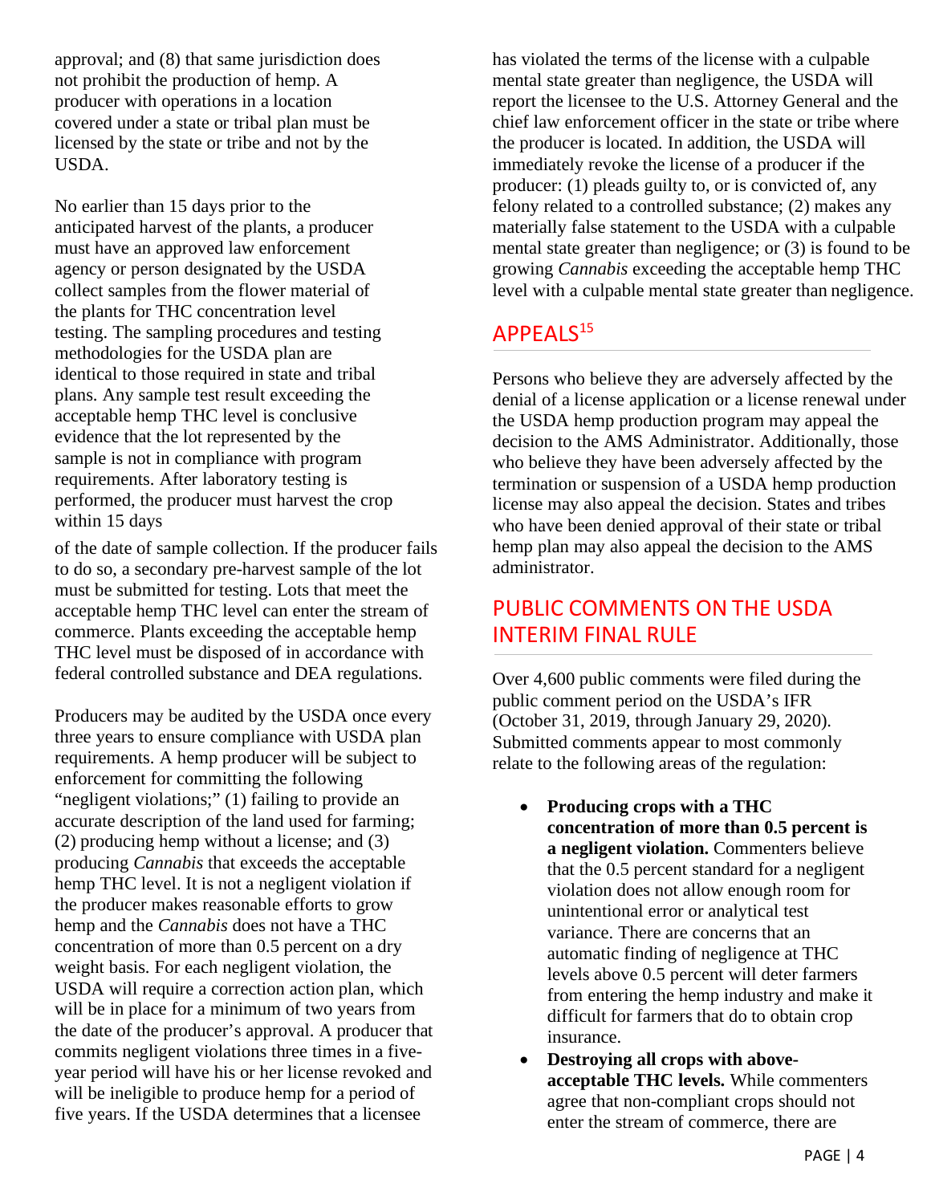approval; and (8) that same jurisdiction does not prohibit the production of hemp. A producer with operations in a location covered under a state or tribal plan must be licensed by the state or tribe and not by the USDA.

No earlier than 15 days prior to the anticipated harvest of the plants, a producer must have an approved law enforcement agency or person designated by the USDA collect samples from the flower material of the plants for THC concentration level testing. The sampling procedures and testing methodologies for the USDA plan are identical to those required in state and tribal plans. Any sample test result exceeding the acceptable hemp THC level is conclusive evidence that the lot represented by the sample is not in compliance with program requirements. After laboratory testing is performed, the producer must harvest the crop within 15 days of the date of sample collection. If the producer fails to do so, a secondary pre-harvest sample of the lot must be submitted for testing. Lots that meet the acceptable hemp THC level can enter the stream of commerce. Plants exceeding the acceptable hemp THC level must be disposed of in accordance with federal controlled substance and DEA regulations.

Producers may be audited by the USDA once every three years to ensure compliance with USDA plan requirements. A hemp producer will be subject to enforcement for committing the following "negligent violations;" (1) failing to provide an accurate description of the land used for farming; (2) producing hemp without a license; and (3) producing *Cannabis* that exceeds the acceptable hemp THC level. It is not a negligent violation if the producer makes reasonable efforts to grow hemp and the *Cannabis* does not have a THC concentration of more than 0.5 percent on a dry weight basis. For each negligent violation, the USDA will require a correction action plan, which will be in place for a minimum of two years from the date of the producer's approval. A producer that commits negligent violations three times in a five-year period will have his or her license revoked and will be ineligible to produce hemp for a period of five years. If the USDA determines that a licensee has violated the terms of the license with a culpable mental state greater than negligence, the USDA will report the licensee to the U.S. Attorney General and the chief law enforcement officer in the state or tribe where the producer is located. In addition, the USDA will immediately revoke the license of a producer if the producer: (1) pleads guilty to, or is convicted of, any felony related to a controlled substance; (2) makes any materially false statement to the USDA with a culpable mental state greater than negligence; or (3) is found to be growing *Cannabis* exceeding the acceptable hemp THC level with a culpable mental state greater than negligence.

## APPEALS[15]

Persons who believe they are adversely affected by the denial of a license application or a license renewal under the USDA hemp production program may appeal the decision to the AMS Administrator. Additionally, those who believe they have been adversely affected by the termination or suspension of a USDA hemp production license may also appeal the decision. States and tribes who have been denied approval of their state or tribal hemp plan may also appeal the decision to the AMS administrator.

## PUBLIC COMMENTS ON THE USDA INTERIM FINAL RULE

Over 4,600 public comments were filed during the public comment period on the USDA's IFR (October 31, 2019, through January 29, 2020). Submitted comments appear to most commonly relate to the following areas of the regulation:

- **Producing crops with a THC concentration of more than 0.5 percent is a negligent violation.** Commenters believe that the 0.5 percent standard for a negligent violation does not allow enough room for unintentional error or analytical test variance. There are concerns that an automatic finding of negligence at THC levels above 0.5 percent will deter farmers from entering the hemp industry and make it difficult for farmers that do to obtain crop insurance.
- **Destroying all crops with above-acceptable THC levels.** While commenters agree that non-compliant crops should not enter the stream of commerce, there are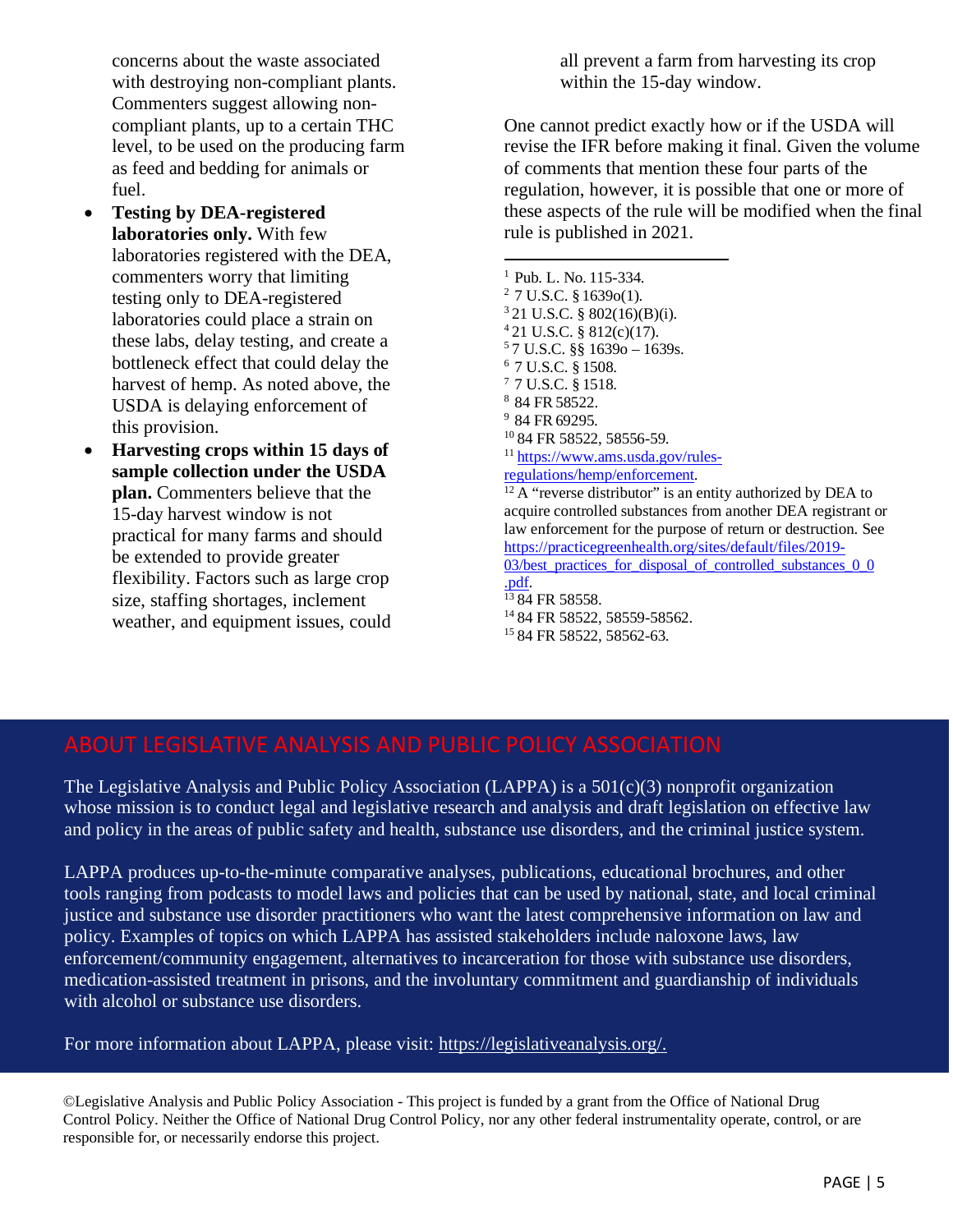concerns about the waste associated with destroying non-compliant plants. Commenters suggest allowing non-compliant plants, up to a certain THC level, to be used on the producing farm as feed and bedding for animals or fuel.

- **Testing by DEA-registered laboratories only.** With few laboratories registered with the DEA, commenters worry that limiting testing only to DEA-registered laboratories could place a strain on these labs, delay testing, and create a bottleneck effect that could delay the harvest of hemp. As noted above, the USDA is delaying enforcement of this provision.
- **Harvesting crops within 15 days of sample collection under the USDA plan.** Commenters believe that the 15-day harvest window is not practical for many farms and should be extended to provide greater flexibility. Factors such as large crop size, staffing shortages, inclement weather, and equipment issues, could all prevent a farm from harvesting its crop within the 15-day window.

One cannot predict exactly how or if the USDA will revise the IFR before making it final. Given the volume of comments that mention these four parts of the regulation, however, it is possible that one or more of these aspects of the rule will be modified when the final rule is published in 2021.

---

[1] Pub. L. No. 115-334.
[2] 7 U.S.C. § 1639o(1).
[3] 21 U.S.C. § 802(16)(B)(i).
[4] 21 U.S.C. § 812(c)(17).
[5] 7 U.S.C. §§ 1639o – 1639s.
[6] 7 U.S.C. § 1508.
[7] 7 U.S.C. § 1518.
[8] 84 FR 58522.
[9] 84 FR 69295.
[10] 84 FR 58522, 58556-59.
[11] https://www.ams.usda.gov/rules-regulations/hemp/enforcement.
[12] A "reverse distributor" is an entity authorized by DEA to acquire controlled substances from another DEA registrant or law enforcement for the purpose of return or destruction. See https://practicegreenhealth.org/sites/default/files/2019-03/best_practices_for_disposal_of_controlled_substances_0_0.pdf.
[13] 84 FR 58558.
[14] 84 FR 58522, 58559-58562.
[15] 84 FR 58522, 58562-63.

## ABOUT LEGISLATIVE ANALYSIS AND PUBLIC POLICY ASSOCIATION

The Legislative Analysis and Public Policy Association (LAPPA) is a 501(c)(3) nonprofit organization whose mission is to conduct legal and legislative research and analysis and draft legislation on effective law and policy in the areas of public safety and health, substance use disorders, and the criminal justice system.

LAPPA produces up-to-the-minute comparative analyses, publications, educational brochures, and other tools ranging from podcasts to model laws and policies that can be used by national, state, and local criminal justice and substance use disorder practitioners who want the latest comprehensive information on law and policy. Examples of topics on which LAPPA has assisted stakeholders include naloxone laws, law enforcement/community engagement, alternatives to incarceration for those with substance use disorders, medication-assisted treatment in prisons, and the involuntary commitment and guardianship of individuals with alcohol or substance use disorders.

For more information about LAPPA, please visit: https://legislativeanalysis.org/.

©Legislative Analysis and Public Policy Association - This project is funded by a grant from the Office of National Drug Control Policy. Neither the Office of National Drug Control Policy, nor any other federal instrumentality operate, control, or are responsible for, or necessarily endorse this project.